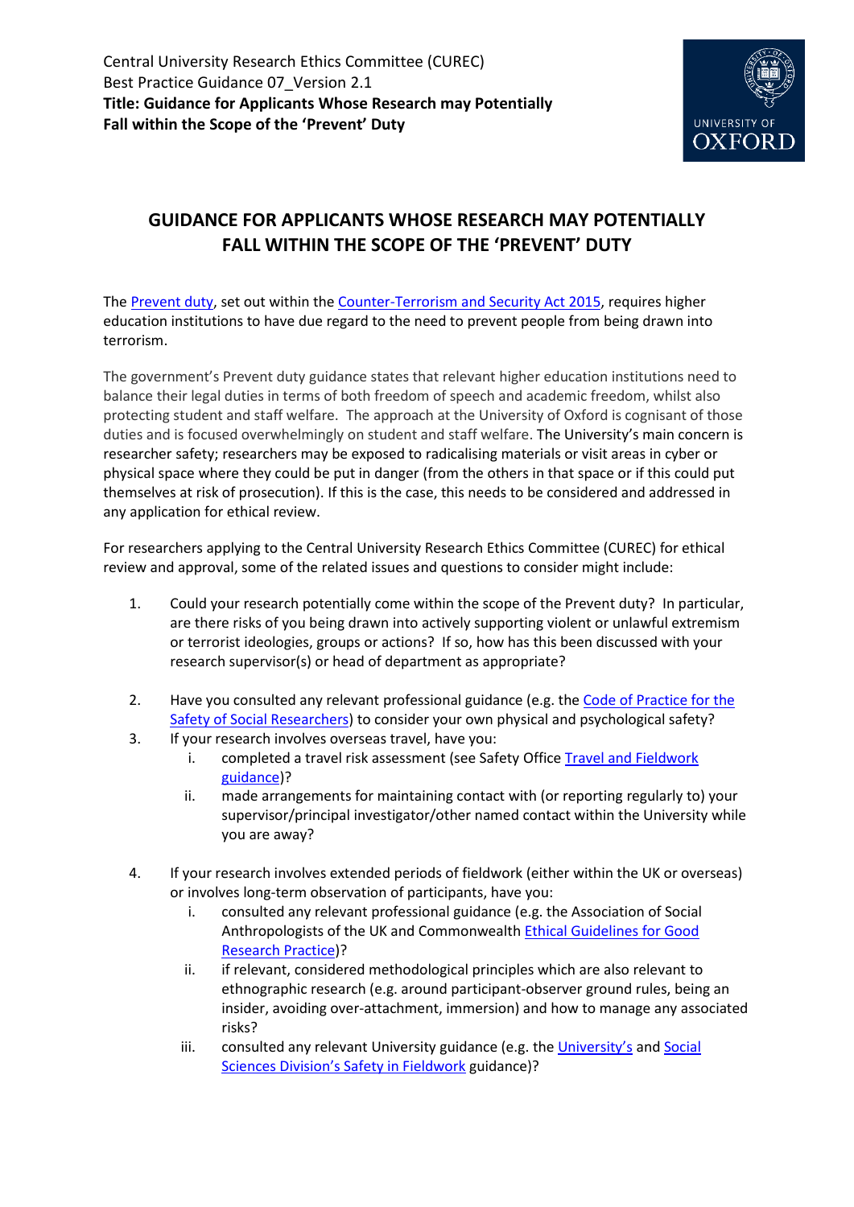Central University Research Ethics Committee (CUREC)
Best Practice Guidance 07_Version 2.1
**Title: Guidance for Applicants Whose Research may Potentially Fall within the Scope of the 'Prevent' Duty**

# GUIDANCE FOR APPLICANTS WHOSE RESEARCH MAY POTENTIALLY FALL WITHIN THE SCOPE OF THE 'PREVENT' DUTY

The Prevent duty, set out within the Counter-Terrorism and Security Act 2015, requires higher education institutions to have due regard to the need to prevent people from being drawn into terrorism.

The government's Prevent duty guidance states that relevant higher education institutions need to balance their legal duties in terms of both freedom of speech and academic freedom, whilst also protecting student and staff welfare. The approach at the University of Oxford is cognisant of those duties and is focused overwhelmingly on student and staff welfare. The University's main concern is researcher safety; researchers may be exposed to radicalising materials or visit areas in cyber or physical space where they could be put in danger (from the others in that space or if this could put themselves at risk of prosecution). If this is the case, this needs to be considered and addressed in any application for ethical review.

For researchers applying to the Central University Research Ethics Committee (CUREC) for ethical review and approval, some of the related issues and questions to consider might include:

1. Could your research potentially come within the scope of the Prevent duty? In particular, are there risks of you being drawn into actively supporting violent or unlawful extremism or terrorist ideologies, groups or actions? If so, how has this been discussed with your research supervisor(s) or head of department as appropriate?

2. Have you consulted any relevant professional guidance (e.g. the Code of Practice for the Safety of Social Researchers) to consider your own physical and psychological safety?
3. If your research involves overseas travel, have you:
   i. completed a travel risk assessment (see Safety Office Travel and Fieldwork guidance)?
   ii. made arrangements for maintaining contact with (or reporting regularly to) your supervisor/principal investigator/other named contact within the University while you are away?

4. If your research involves extended periods of fieldwork (either within the UK or overseas) or involves long-term observation of participants, have you:
   i. consulted any relevant professional guidance (e.g. the Association of Social Anthropologists of the UK and Commonwealth Ethical Guidelines for Good Research Practice)?
   ii. if relevant, considered methodological principles which are also relevant to ethnographic research (e.g. around participant-observer ground rules, being an insider, avoiding over-attachment, immersion) and how to manage any associated risks?
   iii. consulted any relevant University guidance (e.g. the University's and Social Sciences Division's Safety in Fieldwork guidance)?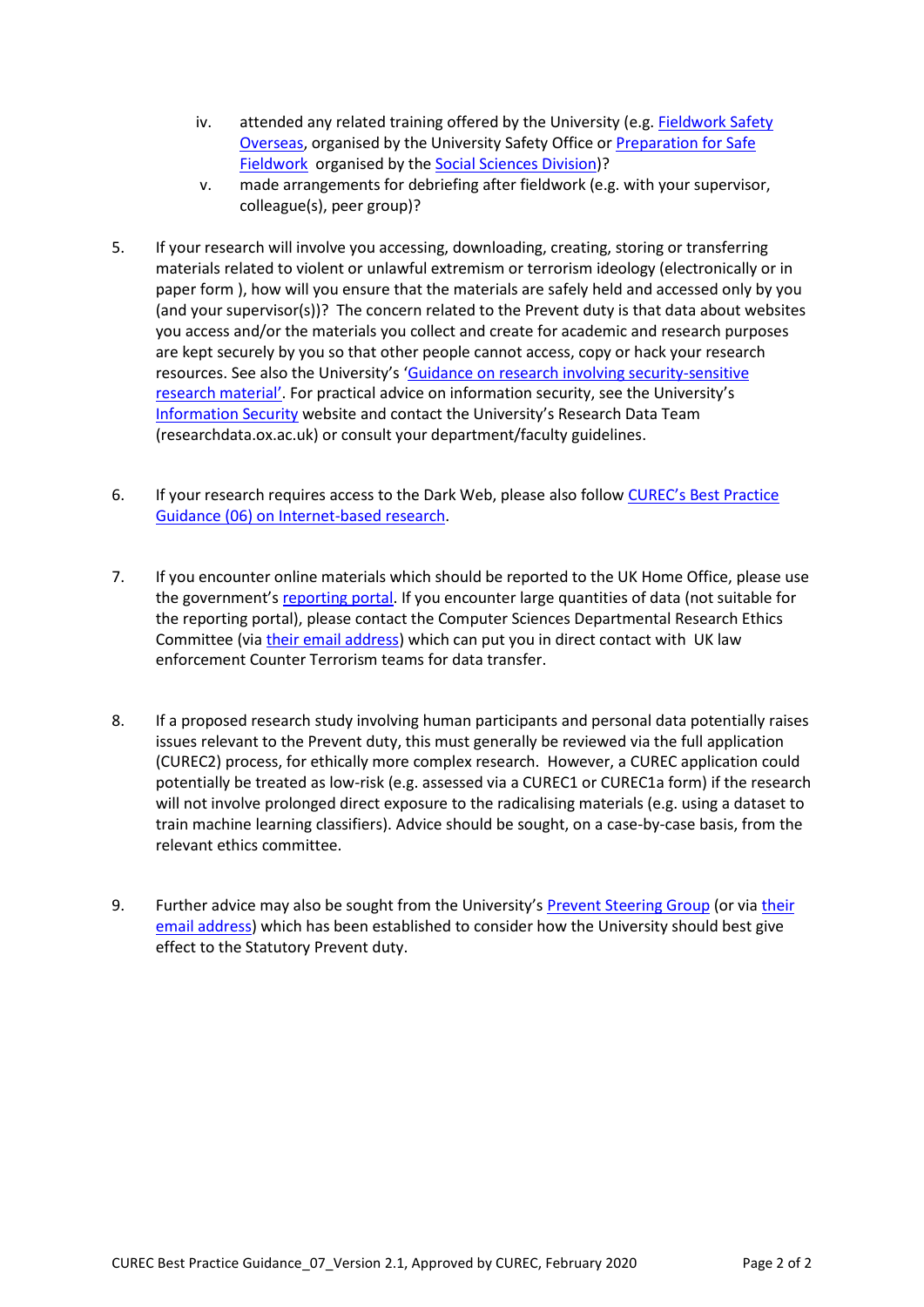iv. attended any related training offered by the University (e.g. Fieldwork Safety Overseas, organised by the University Safety Office or Preparation for Safe Fieldwork organised by the Social Sciences Division)?

v. made arrangements for debriefing after fieldwork (e.g. with your supervisor, colleague(s), peer group)?

5. If your research will involve you accessing, downloading, creating, storing or transferring materials related to violent or unlawful extremism or terrorism ideology (electronically or in paper form ), how will you ensure that the materials are safely held and accessed only by you (and your supervisor(s))? The concern related to the Prevent duty is that data about websites you access and/or the materials you collect and create for academic and research purposes are kept securely by you so that other people cannot access, copy or hack your research resources. See also the University's 'Guidance on research involving security-sensitive research material'. For practical advice on information security, see the University's Information Security website and contact the University's Research Data Team (researchdata.ox.ac.uk) or consult your department/faculty guidelines.

6. If your research requires access to the Dark Web, please also follow CUREC's Best Practice Guidance (06) on Internet-based research.

7. If you encounter online materials which should be reported to the UK Home Office, please use the government's reporting portal. If you encounter large quantities of data (not suitable for the reporting portal), please contact the Computer Sciences Departmental Research Ethics Committee (via their email address) which can put you in direct contact with UK law enforcement Counter Terrorism teams for data transfer.

8. If a proposed research study involving human participants and personal data potentially raises issues relevant to the Prevent duty, this must generally be reviewed via the full application (CUREC2) process, for ethically more complex research. However, a CUREC application could potentially be treated as low-risk (e.g. assessed via a CUREC1 or CUREC1a form) if the research will not involve prolonged direct exposure to the radicalising materials (e.g. using a dataset to train machine learning classifiers). Advice should be sought, on a case-by-case basis, from the relevant ethics committee.

9. Further advice may also be sought from the University's Prevent Steering Group (or via their email address) which has been established to consider how the University should best give effect to the Statutory Prevent duty.

CUREC Best Practice Guidance_07_Version 2.1, Approved by CUREC, February 2020